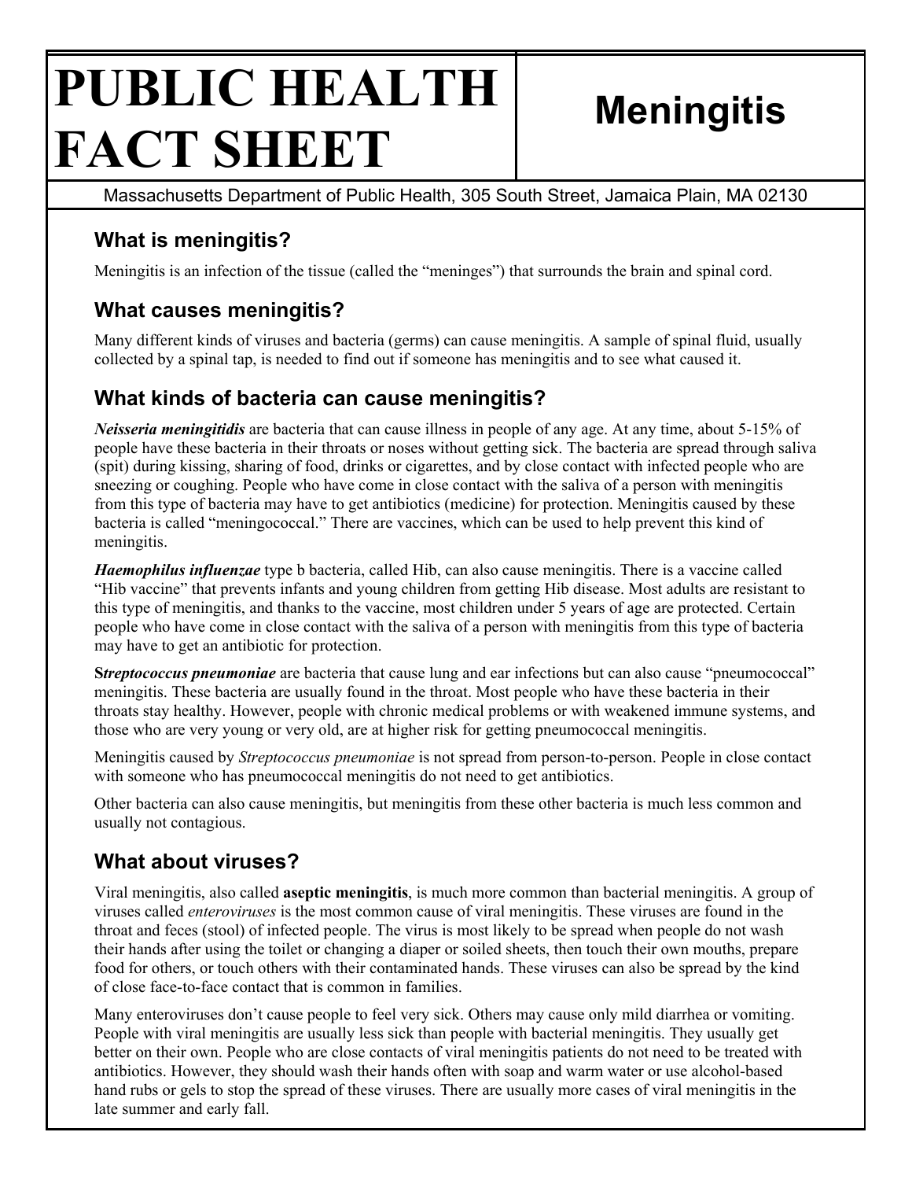# PUBLIC HEALTH FACT SHEET

# Meningitis

Massachusetts Department of Public Health, 305 South Street, Jamaica Plain, MA 02130

## What is meningitis?

Meningitis is an infection of the tissue (called the "meninges") that surrounds the brain and spinal cord.

## What causes meningitis?

Many different kinds of viruses and bacteria (germs) can cause meningitis. A sample of spinal fluid, usually collected by a spinal tap, is needed to find out if someone has meningitis and to see what caused it.

## What kinds of bacteria can cause meningitis?

***Neisseria meningitidis*** are bacteria that can cause illness in people of any age. At any time, about 5-15% of people have these bacteria in their throats or noses without getting sick. The bacteria are spread through saliva (spit) during kissing, sharing of food, drinks or cigarettes, and by close contact with infected people who are sneezing or coughing. People who have come in close contact with the saliva of a person with meningitis from this type of bacteria may have to get antibiotics (medicine) for protection. Meningitis caused by these bacteria is called "meningococcal." There are vaccines, which can be used to help prevent this kind of meningitis.

***Haemophilus influenzae*** type b bacteria, called Hib, can also cause meningitis. There is a vaccine called "Hib vaccine" that prevents infants and young children from getting Hib disease. Most adults are resistant to this type of meningitis, and thanks to the vaccine, most children under 5 years of age are protected. Certain people who have come in close contact with the saliva of a person with meningitis from this type of bacteria may have to get an antibiotic for protection.

***Streptococcus pneumoniae*** are bacteria that cause lung and ear infections but can also cause "pneumococcal" meningitis. These bacteria are usually found in the throat. Most people who have these bacteria in their throats stay healthy. However, people with chronic medical problems or with weakened immune systems, and those who are very young or very old, are at higher risk for getting pneumococcal meningitis.

Meningitis caused by *Streptococcus pneumoniae* is not spread from person-to-person. People in close contact with someone who has pneumococcal meningitis do not need to get antibiotics.

Other bacteria can also cause meningitis, but meningitis from these other bacteria is much less common and usually not contagious.

## What about viruses?

Viral meningitis, also called **aseptic meningitis**, is much more common than bacterial meningitis. A group of viruses called *enteroviruses* is the most common cause of viral meningitis. These viruses are found in the throat and feces (stool) of infected people. The virus is most likely to be spread when people do not wash their hands after using the toilet or changing a diaper or soiled sheets, then touch their own mouths, prepare food for others, or touch others with their contaminated hands. These viruses can also be spread by the kind of close face-to-face contact that is common in families.

Many enteroviruses don't cause people to feel very sick. Others may cause only mild diarrhea or vomiting. People with viral meningitis are usually less sick than people with bacterial meningitis. They usually get better on their own. People who are close contacts of viral meningitis patients do not need to be treated with antibiotics. However, they should wash their hands often with soap and warm water or use alcohol-based hand rubs or gels to stop the spread of these viruses. There are usually more cases of viral meningitis in the late summer and early fall.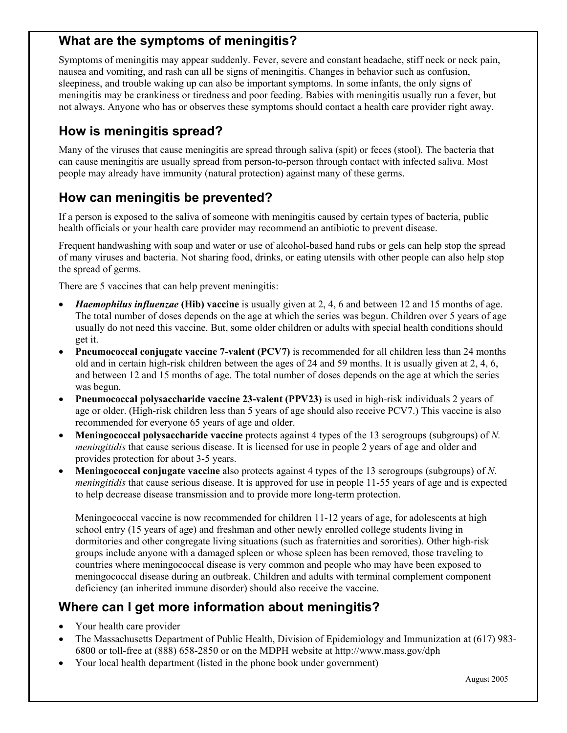## What are the symptoms of meningitis?

Symptoms of meningitis may appear suddenly. Fever, severe and constant headache, stiff neck or neck pain, nausea and vomiting, and rash can all be signs of meningitis. Changes in behavior such as confusion, sleepiness, and trouble waking up can also be important symptoms. In some infants, the only signs of meningitis may be crankiness or tiredness and poor feeding. Babies with meningitis usually run a fever, but not always. Anyone who has or observes these symptoms should contact a health care provider right away.

## How is meningitis spread?

Many of the viruses that cause meningitis are spread through saliva (spit) or feces (stool). The bacteria that can cause meningitis are usually spread from person-to-person through contact with infected saliva. Most people may already have immunity (natural protection) against many of these germs.

## How can meningitis be prevented?

If a person is exposed to the saliva of someone with meningitis caused by certain types of bacteria, public health officials or your health care provider may recommend an antibiotic to prevent disease.

Frequent handwashing with soap and water or use of alcohol-based hand rubs or gels can help stop the spread of many viruses and bacteria. Not sharing food, drinks, or eating utensils with other people can also help stop the spread of germs.

There are 5 vaccines that can help prevent meningitis:

- ***Haemophilus influenzae*** **(Hib) vaccine** is usually given at 2, 4, 6 and between 12 and 15 months of age. The total number of doses depends on the age at which the series was begun. Children over 5 years of age usually do not need this vaccine. But, some older children or adults with special health conditions should get it.
- **Pneumococcal conjugate vaccine 7-valent (PCV7)** is recommended for all children less than 24 months old and in certain high-risk children between the ages of 24 and 59 months. It is usually given at 2, 4, 6, and between 12 and 15 months of age. The total number of doses depends on the age at which the series was begun.
- **Pneumococcal polysaccharide vaccine 23-valent (PPV23)** is used in high-risk individuals 2 years of age or older. (High-risk children less than 5 years of age should also receive PCV7.) This vaccine is also recommended for everyone 65 years of age and older.
- **Meningococcal polysaccharide vaccine** protects against 4 types of the 13 serogroups (subgroups) of *N. meningitidis* that cause serious disease. It is licensed for use in people 2 years of age and older and provides protection for about 3-5 years.
- **Meningococcal conjugate vaccine** also protects against 4 types of the 13 serogroups (subgroups) of *N. meningitidis* that cause serious disease. It is approved for use in people 11-55 years of age and is expected to help decrease disease transmission and to provide more long-term protection.

  Meningococcal vaccine is now recommended for children 11-12 years of age, for adolescents at high school entry (15 years of age) and freshman and other newly enrolled college students living in dormitories and other congregate living situations (such as fraternities and sororities). Other high-risk groups include anyone with a damaged spleen or whose spleen has been removed, those traveling to countries where meningococcal disease is very common and people who may have been exposed to meningococcal disease during an outbreak. Children and adults with terminal complement component deficiency (an inherited immune disorder) should also receive the vaccine.

## Where can I get more information about meningitis?

- Your health care provider
- The Massachusetts Department of Public Health, Division of Epidemiology and Immunization at (617) 983-6800 or toll-free at (888) 658-2850 or on the MDPH website at http://www.mass.gov/dph
- Your local health department (listed in the phone book under government)

August 2005